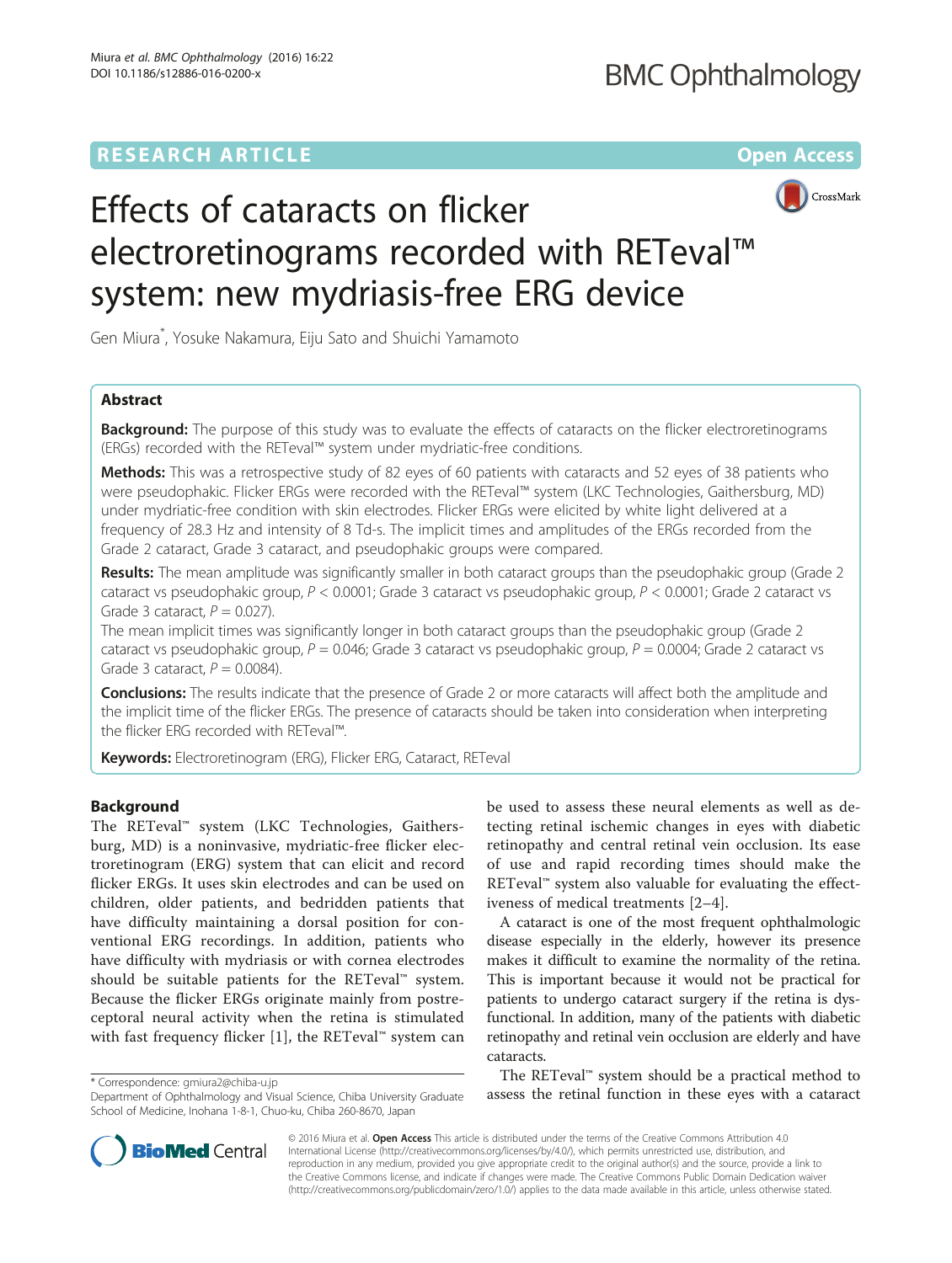RESEARCH ARTICLE

Open Access

# Effects of cataracts on flicker electroretinograms recorded with RETeval™ system: new mydriasis-free ERG device

Gen Miura*, Yosuke Nakamura, Eiju Sato and Shuichi Yamamoto

## Abstract

**Background:** The purpose of this study was to evaluate the effects of cataracts on the flicker electroretinograms (ERGs) recorded with the RETeval™ system under mydriatic-free conditions.

**Methods:** This was a retrospective study of 82 eyes of 60 patients with cataracts and 52 eyes of 38 patients who were pseudophakic. Flicker ERGs were recorded with the RETeval™ system (LKC Technologies, Gaithersburg, MD) under mydriatic-free condition with skin electrodes. Flicker ERGs were elicited by white light delivered at a frequency of 28.3 Hz and intensity of 8 Td-s. The implicit times and amplitudes of the ERGs recorded from the Grade 2 cataract, Grade 3 cataract, and pseudophakic groups were compared.

**Results:** The mean amplitude was significantly smaller in both cataract groups than the pseudophakic group (Grade 2 cataract vs pseudophakic group, $P < 0.0001$; Grade 3 cataract vs pseudophakic group, $P < 0.0001$; Grade 2 cataract vs Grade 3 cataract, $P = 0.027$).

The mean implicit times was significantly longer in both cataract groups than the pseudophakic group (Grade 2 cataract vs pseudophakic group, $P = 0.046$; Grade 3 cataract vs pseudophakic group, $P = 0.0004$; Grade 2 cataract vs Grade 3 cataract, $P = 0.0084$).

**Conclusions:** The results indicate that the presence of Grade 2 or more cataracts will affect both the amplitude and the implicit time of the flicker ERGs. The presence of cataracts should be taken into consideration when interpreting the flicker ERG recorded with RETeval™.

**Keywords:** Electroretinogram (ERG), Flicker ERG, Cataract, RETeval

## Background

The RETeval™ system (LKC Technologies, Gaithersburg, MD) is a noninvasive, mydriatic-free flicker electroretinogram (ERG) system that can elicit and record flicker ERGs. It uses skin electrodes and can be used on children, older patients, and bedridden patients that have difficulty maintaining a dorsal position for conventional ERG recordings. In addition, patients who have difficulty with mydriasis or with cornea electrodes should be suitable patients for the RETeval™ system. Because the flicker ERGs originate mainly from postreceptoral neural activity when the retina is stimulated with fast frequency flicker [1], the RETeval™ system can be used to assess these neural elements as well as detecting retinal ischemic changes in eyes with diabetic retinopathy and central retinal vein occlusion. Its ease of use and rapid recording times should make the RETeval™ system also valuable for evaluating the effectiveness of medical treatments [2–4].

A cataract is one of the most frequent ophthalmologic disease especially in the elderly, however its presence makes it difficult to examine the normality of the retina. This is important because it would not be practical for patients to undergo cataract surgery if the retina is dysfunctional. In addition, many of the patients with diabetic retinopathy and retinal vein occlusion are elderly and have cataracts.

The RETeval™ system should be a practical method to assess the retinal function in these eyes with a cataract

* Correspondence: gmiura2@chiba-u.jp
Department of Ophthalmology and Visual Science, Chiba University Graduate School of Medicine, Inohana 1-8-1, Chuo-ku, Chiba 260-8670, Japan

© 2016 Miura et al. **Open Access** This article is distributed under the terms of the Creative Commons Attribution 4.0 International License (http://creativecommons.org/licenses/by/4.0/), which permits unrestricted use, distribution, and reproduction in any medium, provided you give appropriate credit to the original author(s) and the source, provide a link to the Creative Commons license, and indicate if changes were made. The Creative Commons Public Domain Dedication waiver (http://creativecommons.org/publicdomain/zero/1.0/) applies to the data made available in this article, unless otherwise stated.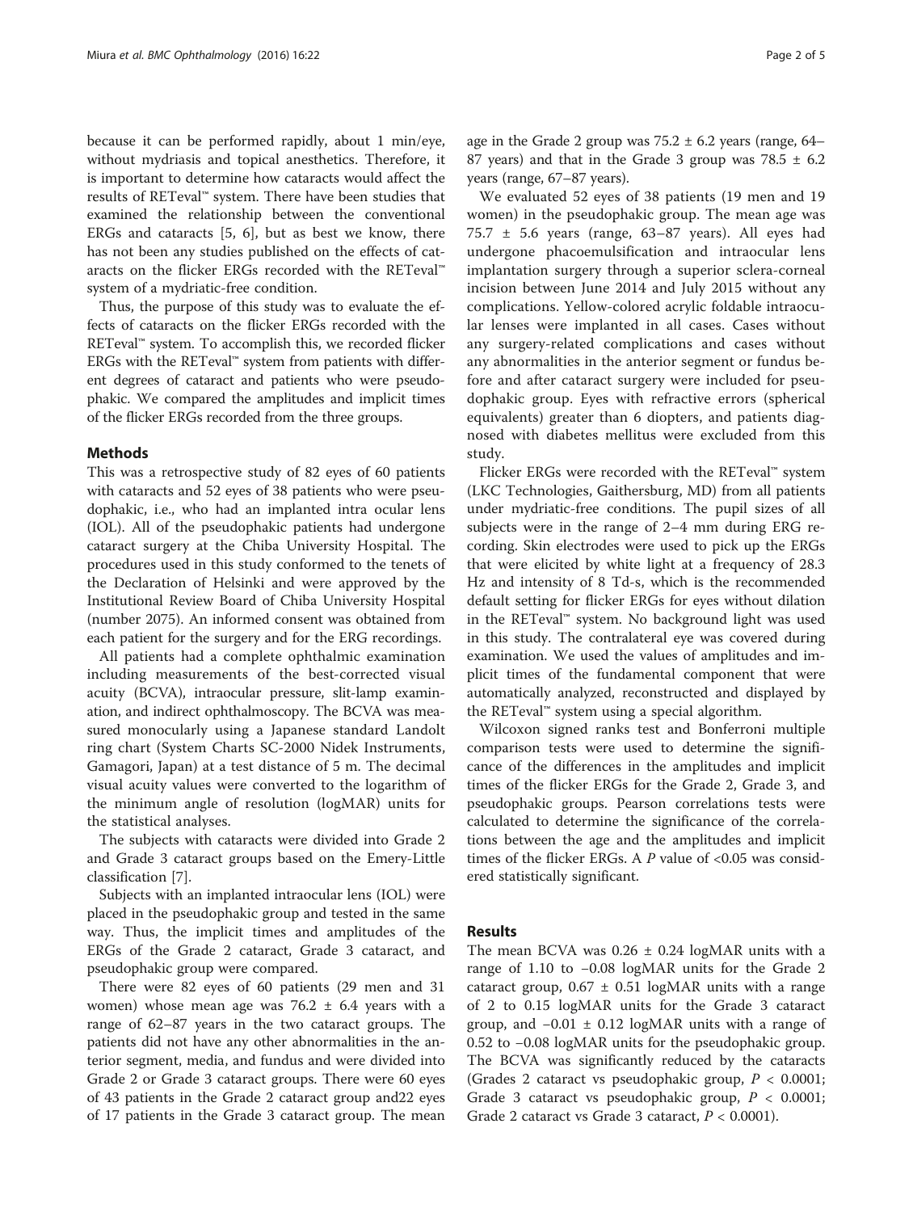because it can be performed rapidly, about 1 min/eye, without mydriasis and topical anesthetics. Therefore, it is important to determine how cataracts would affect the results of RETeval™ system. There have been studies that examined the relationship between the conventional ERGs and cataracts [5, 6], but as best we know, there has not been any studies published on the effects of cataracts on the flicker ERGs recorded with the RETeval™ system of a mydriatic-free condition.

Thus, the purpose of this study was to evaluate the effects of cataracts on the flicker ERGs recorded with the RETeval™ system. To accomplish this, we recorded flicker ERGs with the RETeval™ system from patients with different degrees of cataract and patients who were pseudophakic. We compared the amplitudes and implicit times of the flicker ERGs recorded from the three groups.

## Methods

This was a retrospective study of 82 eyes of 60 patients with cataracts and 52 eyes of 38 patients who were pseudophakic, i.e., who had an implanted intra ocular lens (IOL). All of the pseudophakic patients had undergone cataract surgery at the Chiba University Hospital. The procedures used in this study conformed to the tenets of the Declaration of Helsinki and were approved by the Institutional Review Board of Chiba University Hospital (number 2075). An informed consent was obtained from each patient for the surgery and for the ERG recordings.

All patients had a complete ophthalmic examination including measurements of the best-corrected visual acuity (BCVA), intraocular pressure, slit-lamp examination, and indirect ophthalmoscopy. The BCVA was measured monocularly using a Japanese standard Landolt ring chart (System Charts SC-2000 Nidek Instruments, Gamagori, Japan) at a test distance of 5 m. The decimal visual acuity values were converted to the logarithm of the minimum angle of resolution (logMAR) units for the statistical analyses.

The subjects with cataracts were divided into Grade 2 and Grade 3 cataract groups based on the Emery-Little classification [7].

Subjects with an implanted intraocular lens (IOL) were placed in the pseudophakic group and tested in the same way. Thus, the implicit times and amplitudes of the ERGs of the Grade 2 cataract, Grade 3 cataract, and pseudophakic group were compared.

There were 82 eyes of 60 patients (29 men and 31 women) whose mean age was 76.2 ± 6.4 years with a range of 62–87 years in the two cataract groups. The patients did not have any other abnormalities in the anterior segment, media, and fundus and were divided into Grade 2 or Grade 3 cataract groups. There were 60 eyes of 43 patients in the Grade 2 cataract group and22 eyes of 17 patients in the Grade 3 cataract group. The mean age in the Grade 2 group was 75.2 ± 6.2 years (range, 64–87 years) and that in the Grade 3 group was 78.5 ± 6.2 years (range, 67–87 years).

We evaluated 52 eyes of 38 patients (19 men and 19 women) in the pseudophakic group. The mean age was 75.7 ± 5.6 years (range, 63–87 years). All eyes had undergone phacoemulsification and intraocular lens implantation surgery through a superior sclera-corneal incision between June 2014 and July 2015 without any complications. Yellow-colored acrylic foldable intraocular lenses were implanted in all cases. Cases without any surgery-related complications and cases without any abnormalities in the anterior segment or fundus before and after cataract surgery were included for pseudophakic group. Eyes with refractive errors (spherical equivalents) greater than 6 diopters, and patients diagnosed with diabetes mellitus were excluded from this study.

Flicker ERGs were recorded with the RETeval™ system (LKC Technologies, Gaithersburg, MD) from all patients under mydriatic-free conditions. The pupil sizes of all subjects were in the range of 2–4 mm during ERG recording. Skin electrodes were used to pick up the ERGs that were elicited by white light at a frequency of 28.3 Hz and intensity of 8 Td-s, which is the recommended default setting for flicker ERGs for eyes without dilation in the RETeval™ system. No background light was used in this study. The contralateral eye was covered during examination. We used the values of amplitudes and implicit times of the fundamental component that were automatically analyzed, reconstructed and displayed by the RETeval™ system using a special algorithm.

Wilcoxon signed ranks test and Bonferroni multiple comparison tests were used to determine the significance of the differences in the amplitudes and implicit times of the flicker ERGs for the Grade 2, Grade 3, and pseudophakic groups. Pearson correlations tests were calculated to determine the significance of the correlations between the age and the amplitudes and implicit times of the flicker ERGs. A $P$ value of <0.05 was considered statistically significant.

## Results

The mean BCVA was 0.26 ± 0.24 logMAR units with a range of 1.10 to −0.08 logMAR units for the Grade 2 cataract group, 0.67 ± 0.51 logMAR units with a range of 2 to 0.15 logMAR units for the Grade 3 cataract group, and −0.01 ± 0.12 logMAR units with a range of 0.52 to −0.08 logMAR units for the pseudophakic group. The BCVA was significantly reduced by the cataracts (Grades 2 cataract vs pseudophakic group, $P$ < 0.0001; Grade 3 cataract vs pseudophakic group, $P$ < 0.0001; Grade 2 cataract vs Grade 3 cataract, $P$ < 0.0001).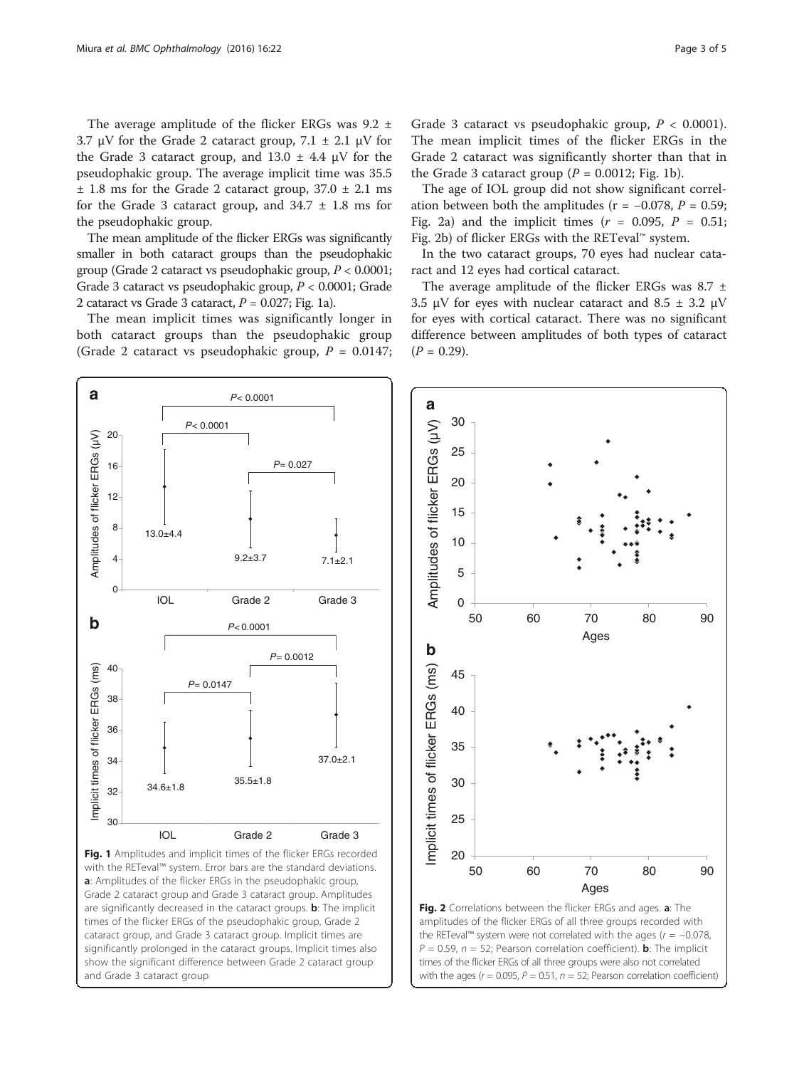The average amplitude of the flicker ERGs was 9.2 ± 3.7 μV for the Grade 2 cataract group, 7.1 ± 2.1 μV for the Grade 3 cataract group, and 13.0 ± 4.4 μV for the pseudophakic group. The average implicit time was 35.5 ± 1.8 ms for the Grade 2 cataract group, 37.0 ± 2.1 ms for the Grade 3 cataract group, and 34.7 ± 1.8 ms for the pseudophakic group.

The mean amplitude of the flicker ERGs was significantly smaller in both cataract groups than the pseudophakic group (Grade 2 cataract vs pseudophakic group, $P < 0.0001$; Grade 3 cataract vs pseudophakic group, $P < 0.0001$; Grade 2 cataract vs Grade 3 cataract, $P = 0.027$; Fig. 1a).

The mean implicit times was significantly longer in both cataract groups than the pseudophakic group (Grade 2 cataract vs pseudophakic group, $P = 0.0147$; Grade 3 cataract vs pseudophakic group, $P < 0.0001$). The mean implicit times of the flicker ERGs in the Grade 2 cataract was significantly shorter than that in the Grade 3 cataract group ($P = 0.0012$; Fig. 1b).

The age of IOL group did not show significant correlation between both the amplitudes ($r = -0.078$, $P = 0.59$; Fig. 2a) and the implicit times ($r = 0.095$, $P = 0.51$; Fig. 2b) of flicker ERGs with the RETeval™ system.

In the two cataract groups, 70 eyes had nuclear cataract and 12 eyes had cortical cataract.

The average amplitude of the flicker ERGs was 8.7 ± 3.5 μV for eyes with nuclear cataract and 8.5 ± 3.2 μV for eyes with cortical cataract. There was no significant difference between amplitudes of both types of cataract ($P = 0.29$).

**Fig. 1** Amplitudes and implicit times of the flicker ERGs recorded with the RETeval™ system. Error bars are the standard deviations. **a**: Amplitudes of the flicker ERGs in the pseudophakic group, Grade 2 cataract group and Grade 3 cataract group. Amplitudes are significantly decreased in the cataract groups. **b**: The implicit times of the flicker ERGs of the pseudophakic group, Grade 2 cataract group, and Grade 3 cataract group. Implicit times are significantly prolonged in the cataract groups. Implicit times also show the significant difference between Grade 2 cataract group and Grade 3 cataract group

**Fig. 2** Correlations between the flicker ERGs and ages. **a**: The amplitudes of the flicker ERGs of all three groups recorded with the RETeval™ system were not correlated with the ages ($r = -0.078$, $P = 0.59$, $n = 52$; Pearson correlation coefficient). **b**: The implicit times of the flicker ERGs of all three groups were also not correlated with the ages ($r = 0.095$, $P = 0.51$, $n = 52$; Pearson correlation coefficient)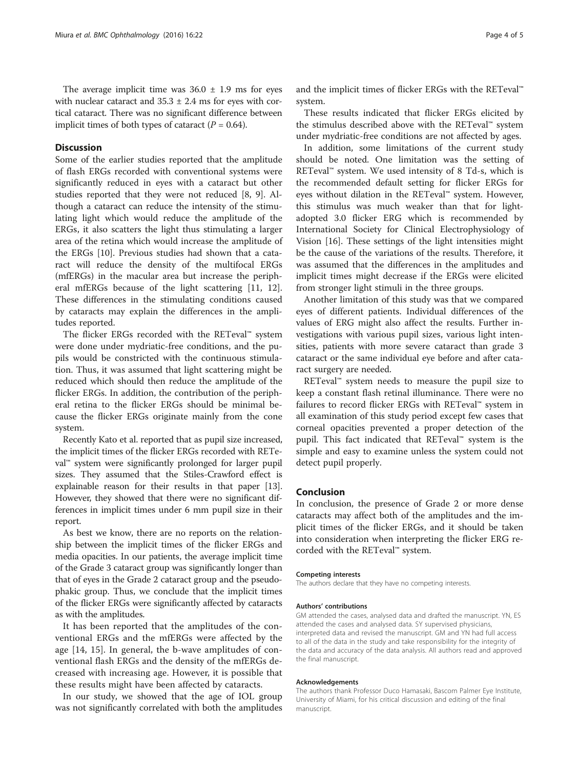The average implicit time was 36.0 ± 1.9 ms for eyes with nuclear cataract and 35.3 ± 2.4 ms for eyes with cortical cataract. There was no significant difference between implicit times of both types of cataract ($P = 0.64$).

## Discussion

Some of the earlier studies reported that the amplitude of flash ERGs recorded with conventional systems were significantly reduced in eyes with a cataract but other studies reported that they were not reduced [8, 9]. Although a cataract can reduce the intensity of the stimulating light which would reduce the amplitude of the ERGs, it also scatters the light thus stimulating a larger area of the retina which would increase the amplitude of the ERGs [10]. Previous studies had shown that a cataract will reduce the density of the multifocal ERGs (mfERGs) in the macular area but increase the peripheral mfERGs because of the light scattering [11, 12]. These differences in the stimulating conditions caused by cataracts may explain the differences in the amplitudes reported.

The flicker ERGs recorded with the RETeval™ system were done under mydriatic-free conditions, and the pupils would be constricted with the continuous stimulation. Thus, it was assumed that light scattering might be reduced which should then reduce the amplitude of the flicker ERGs. In addition, the contribution of the peripheral retina to the flicker ERGs should be minimal because the flicker ERGs originate mainly from the cone system.

Recently Kato et al. reported that as pupil size increased, the implicit times of the flicker ERGs recorded with RETeval™ system were significantly prolonged for larger pupil sizes. They assumed that the Stiles-Crawford effect is explainable reason for their results in that paper [13]. However, they showed that there were no significant differences in implicit times under 6 mm pupil size in their report.

As best we know, there are no reports on the relationship between the implicit times of the flicker ERGs and media opacities. In our patients, the average implicit time of the Grade 3 cataract group was significantly longer than that of eyes in the Grade 2 cataract group and the pseudophakic group. Thus, we conclude that the implicit times of the flicker ERGs were significantly affected by cataracts as with the amplitudes.

It has been reported that the amplitudes of the conventional ERGs and the mfERGs were affected by the age [14, 15]. In general, the b-wave amplitudes of conventional flash ERGs and the density of the mfERGs decreased with increasing age. However, it is possible that these results might have been affected by cataracts.

In our study, we showed that the age of IOL group was not significantly correlated with both the amplitudes and the implicit times of flicker ERGs with the RETeval™ system.

These results indicated that flicker ERGs elicited by the stimulus described above with the RETeval™ system under mydriatic-free conditions are not affected by ages.

In addition, some limitations of the current study should be noted. One limitation was the setting of RETeval™ system. We used intensity of 8 Td-s, which is the recommended default setting for flicker ERGs for eyes without dilation in the RETeval™ system. However, this stimulus was much weaker than that for light-adopted 3.0 flicker ERG which is recommended by International Society for Clinical Electrophysiology of Vision [16]. These settings of the light intensities might be the cause of the variations of the results. Therefore, it was assumed that the differences in the amplitudes and implicit times might decrease if the ERGs were elicited from stronger light stimuli in the three groups.

Another limitation of this study was that we compared eyes of different patients. Individual differences of the values of ERG might also affect the results. Further investigations with various pupil sizes, various light intensities, patients with more severe cataract than grade 3 cataract or the same individual eye before and after cataract surgery are needed.

RETeval™ system needs to measure the pupil size to keep a constant flash retinal illuminance. There were no failures to record flicker ERGs with RETeval™ system in all examination of this study period except few cases that corneal opacities prevented a proper detection of the pupil. This fact indicated that RETeval™ system is the simple and easy to examine unless the system could not detect pupil properly.

## Conclusion

In conclusion, the presence of Grade 2 or more dense cataracts may affect both of the amplitudes and the implicit times of the flicker ERGs, and it should be taken into consideration when interpreting the flicker ERG recorded with the RETeval™ system.

#### Competing interests

The authors declare that they have no competing interests.

#### Authors' contributions

GM attended the cases, analysed data and drafted the manuscript. YN, ES attended the cases and analysed data. SY supervised physicians, interpreted data and revised the manuscript. GM and YN had full access to all of the data in the study and take responsibility for the integrity of the data and accuracy of the data analysis. All authors read and approved the final manuscript.

#### Acknowledgements

The authors thank Professor Duco Hamasaki, Bascom Palmer Eye Institute, University of Miami, for his critical discussion and editing of the final manuscript.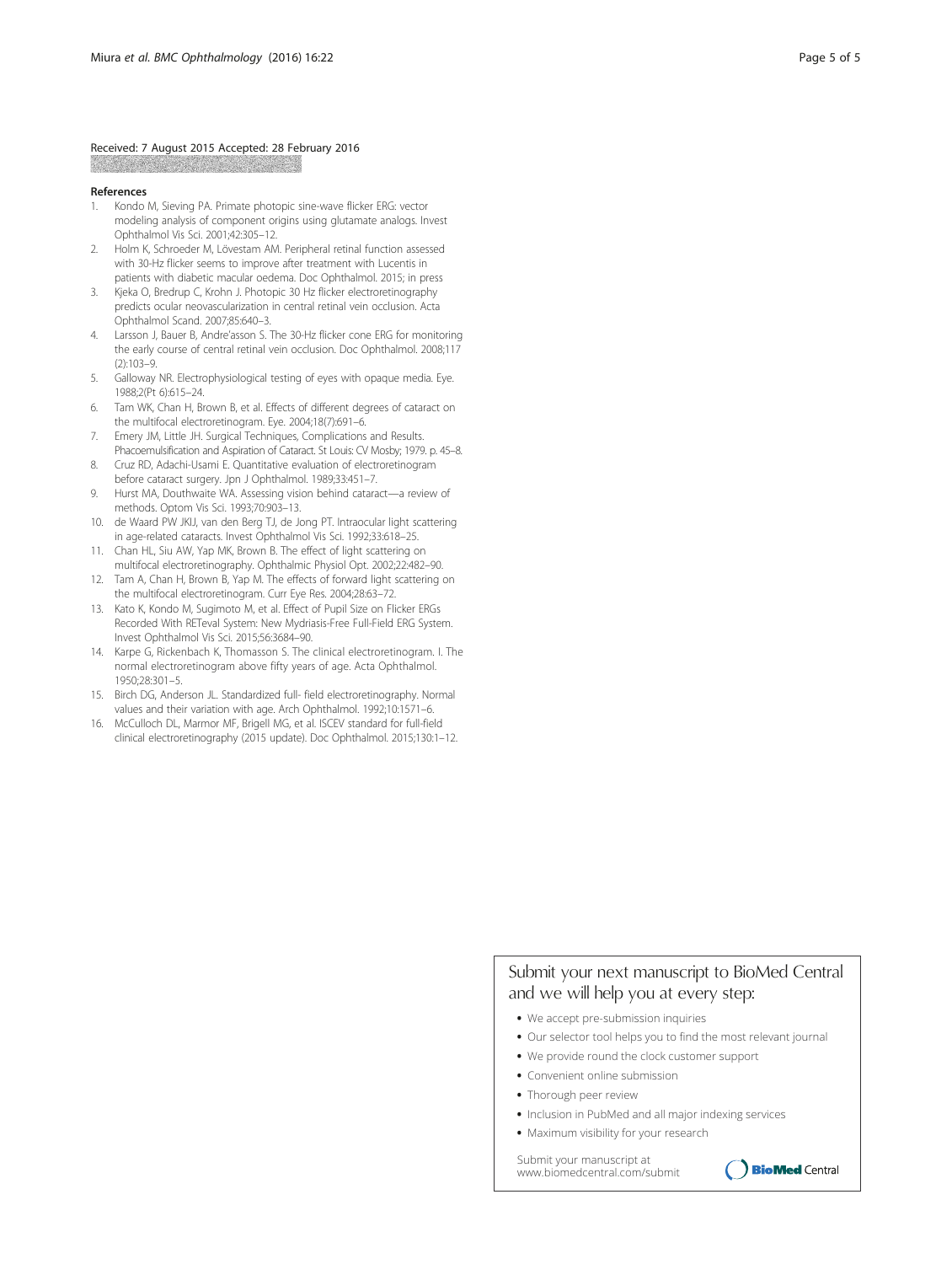Received: 7 August 2015 Accepted: 28 February 2016

## References

1. Kondo M, Sieving PA. Primate photopic sine-wave flicker ERG: vector modeling analysis of component origins using glutamate analogs. Invest Ophthalmol Vis Sci. 2001;42:305–12.
2. Holm K, Schroeder M, Lövestam AM. Peripheral retinal function assessed with 30-Hz flicker seems to improve after treatment with Lucentis in patients with diabetic macular oedema. Doc Ophthalmol. 2015; in press
3. Kjeka O, Bredrup C, Krohn J. Photopic 30 Hz flicker electroretinography predicts ocular neovascularization in central retinal vein occlusion. Acta Ophthalmol Scand. 2007;85:640–3.
4. Larsson J, Bauer B, Andre'asson S. The 30-Hz flicker cone ERG for monitoring the early course of central retinal vein occlusion. Doc Ophthalmol. 2008;117 (2):103–9.
5. Galloway NR. Electrophysiological testing of eyes with opaque media. Eye. 1988;2(Pt 6):615–24.
6. Tam WK, Chan H, Brown B, et al. Effects of different degrees of cataract on the multifocal electroretinogram. Eye. 2004;18(7):691–6.
7. Emery JM, Little JH. Surgical Techniques, Complications and Results. Phacoemulsification and Aspiration of Cataract. St Louis: CV Mosby; 1979. p. 45–8.
8. Cruz RD, Adachi-Usami E. Quantitative evaluation of electroretinogram before cataract surgery. Jpn J Ophthalmol. 1989;33:451–7.
9. Hurst MA, Douthwaite WA. Assessing vision behind cataract—a review of methods. Optom Vis Sci. 1993;70:903–13.
10. de Waard PW JKIJ, van den Berg TJ, de Jong PT. Intraocular light scattering in age-related cataracts. Invest Ophthalmol Vis Sci. 1992;33:618–25.
11. Chan HL, Siu AW, Yap MK, Brown B. The effect of light scattering on multifocal electroretinography. Ophthalmic Physiol Opt. 2002;22:482–90.
12. Tam A, Chan H, Brown B, Yap M. The effects of forward light scattering on the multifocal electroretinogram. Curr Eye Res. 2004;28:63–72.
13. Kato K, Kondo M, Sugimoto M, et al. Effect of Pupil Size on Flicker ERGs Recorded With RETeval System: New Mydriasis-Free Full-Field ERG System. Invest Ophthalmol Vis Sci. 2015;56:3684–90.
14. Karpe G, Rickenbach K, Thomasson S. The clinical electroretinogram. I. The normal electroretinogram above fifty years of age. Acta Ophthalmol. 1950;28:301–5.
15. Birch DG, Anderson JL. Standardized full- field electroretinography. Normal values and their variation with age. Arch Ophthalmol. 1992;10:1571–6.
16. McCulloch DL, Marmor MF, Brigell MG, et al. ISCEV standard for full-field clinical electroretinography (2015 update). Doc Ophthalmol. 2015;130:1–12.

Submit your next manuscript to BioMed Central and we will help you at every step:

- We accept pre-submission inquiries
- Our selector tool helps you to find the most relevant journal
- We provide round the clock customer support
- Convenient online submission
- Thorough peer review
- Inclusion in PubMed and all major indexing services
- Maximum visibility for your research

Submit your manuscript at www.biomedcentral.com/submit

BioMed Central